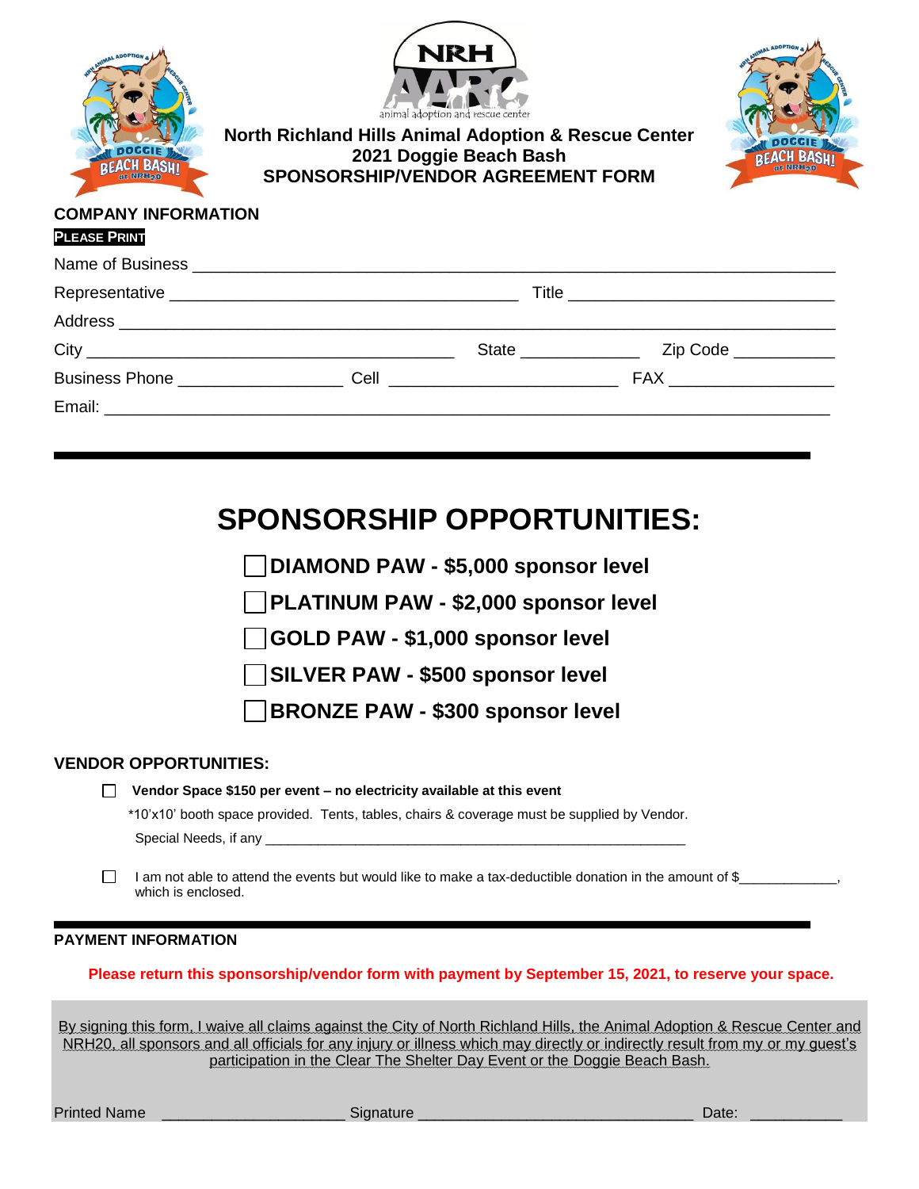# North Richland Hills Animal Adoption & Rescue Center
## 2021 Doggie Beach Bash
## SPONSORSHIP/VENDOR AGREEMENT FORM

### COMPANY INFORMATION

**PLEASE PRINT**

Name of Business ______________________________________________________________

Representative ______________________________________ Title ___________________________

Address _____________________________________________________________________

City ________________________________________ State _____________ Zip Code ___________

Business Phone _________________ Cell ________________________ FAX _________________

Email: ______________________________________________________________________

---

## SPONSORSHIP OPPORTUNITIES:

- ☐ **DIAMOND PAW - $5,000 sponsor level**
- ☐ **PLATINUM PAW - $2,000 sponsor level**
- ☐ **GOLD PAW - $1,000 sponsor level**
- ☐ **SILVER PAW - $500 sponsor level**
- ☐ **BRONZE PAW - $300 sponsor level**

### VENDOR OPPORTUNITIES:

☐ **Vendor Space $150 per event – no electricity available at this event**

*10'x10' booth space provided. Tents, tables, chairs & coverage must be supplied by Vendor.

Special Needs, if any ___________________________________________________________

☐ I am not able to attend the events but would like to make a tax-deductible donation in the amount of $_____________, which is enclosed.

---

### PAYMENT INFORMATION

**Please return this sponsorship/vendor form with payment by September 15, 2021, to reserve your space.**

By signing this form, I waive all claims against the City of North Richland Hills, the Animal Adoption & Rescue Center and NRH20, all sponsors and all officials for any injury or illness which may directly or indirectly result from my or my guest's participation in the Clear The Shelter Day Event or the Doggie Beach Bash.

Printed Name _____________________ Signature ________________________________ Date: ___________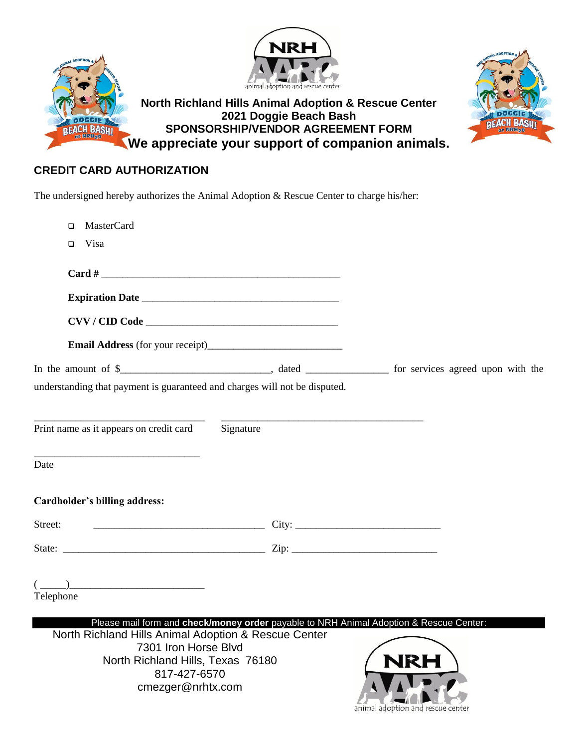North Richland Hills Animal Adoption & Rescue Center
2021 Doggie Beach Bash
SPONSORSHIP/VENDOR AGREEMENT FORM
**We appreciate your support of companion animals.**

## CREDIT CARD AUTHORIZATION

The undersigned hereby authorizes the Animal Adoption & Rescue Center to charge his/her:

- ❑ MasterCard
- ❑ Visa

**Card #** _______________________________________________

**Expiration Date** _______________________________________

**CVV / CID Code** _______________________________________

**Email Address** (for your receipt)___________________________

In the amount of $____________________________, dated _______________ for services agreed upon with the understanding that payment is guaranteed and charges will not be disputed.

_________________________________ _______________________________________
Print name as it appears on credit card Signature

_________________________________
Date

**Cardholder's billing address:**

Street: _________________________________ City: ___________________________

State: _______________________________________ Zip: ___________________________

( _____)_________________________
Telephone

Please mail form and **check/money order** payable to NRH Animal Adoption & Rescue Center:

North Richland Hills Animal Adoption & Rescue Center
7301 Iron Horse Blvd
North Richland Hills, Texas 76180
817-427-6570
cmezger@nrhtx.com